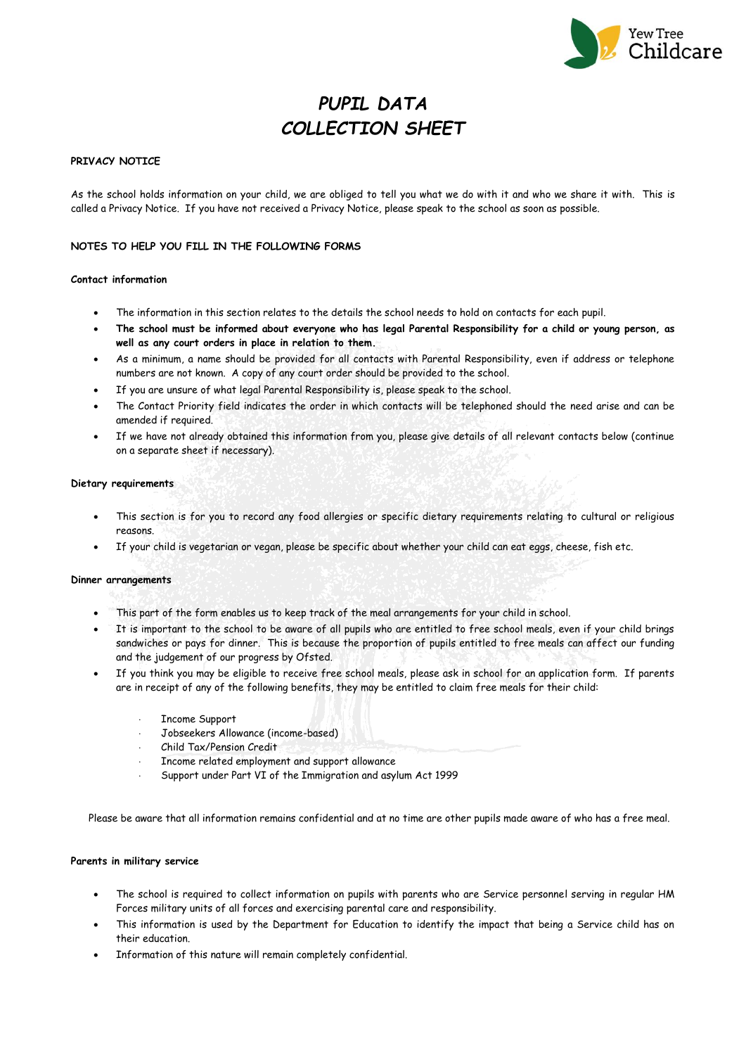Yew Tree Childcare

# *PUPIL DATA COLLECTION SHEET*

**PRIVACY NOTICE**

As the school holds information on your child, we are obliged to tell you what we do with it and who we share it with. This is called a Privacy Notice. If you have not received a Privacy Notice, please speak to the school as soon as possible.

**NOTES TO HELP YOU FILL IN THE FOLLOWING FORMS**

**Contact information**

- The information in this section relates to the details the school needs to hold on contacts for each pupil.
- **The school must be informed about everyone who has legal Parental Responsibility for a child or young person, as well as any court orders in place in relation to them.**
- As a minimum, a name should be provided for all contacts with Parental Responsibility, even if address or telephone numbers are not known. A copy of any court order should be provided to the school.
- If you are unsure of what legal Parental Responsibility is, please speak to the school.
- The Contact Priority field indicates the order in which contacts will be telephoned should the need arise and can be amended if required.
- If we have not already obtained this information from you, please give details of all relevant contacts below (continue on a separate sheet if necessary).

**Dietary requirements**

- This section is for you to record any food allergies or specific dietary requirements relating to cultural or religious reasons.
- If your child is vegetarian or vegan, please be specific about whether your child can eat eggs, cheese, fish etc.

**Dinner arrangements**

- This part of the form enables us to keep track of the meal arrangements for your child in school.
- It is important to the school to be aware of all pupils who are entitled to free school meals, even if your child brings sandwiches or pays for dinner. This is because the proportion of pupils entitled to free meals can affect our funding and the judgement of our progress by Ofsted.
- If you think you may be eligible to receive free school meals, please ask in school for an application form. If parents are in receipt of any of the following benefits, they may be entitled to claim free meals for their child:
  - Income Support
  - Jobseekers Allowance (income-based)
  - Child Tax/Pension Credit
  - Income related employment and support allowance
  - Support under Part VI of the Immigration and asylum Act 1999

Please be aware that all information remains confidential and at no time are other pupils made aware of who has a free meal.

**Parents in military service**

- The school is required to collect information on pupils with parents who are Service personnel serving in regular HM Forces military units of all forces and exercising parental care and responsibility.
- This information is used by the Department for Education to identify the impact that being a Service child has on their education.
- Information of this nature will remain completely confidential.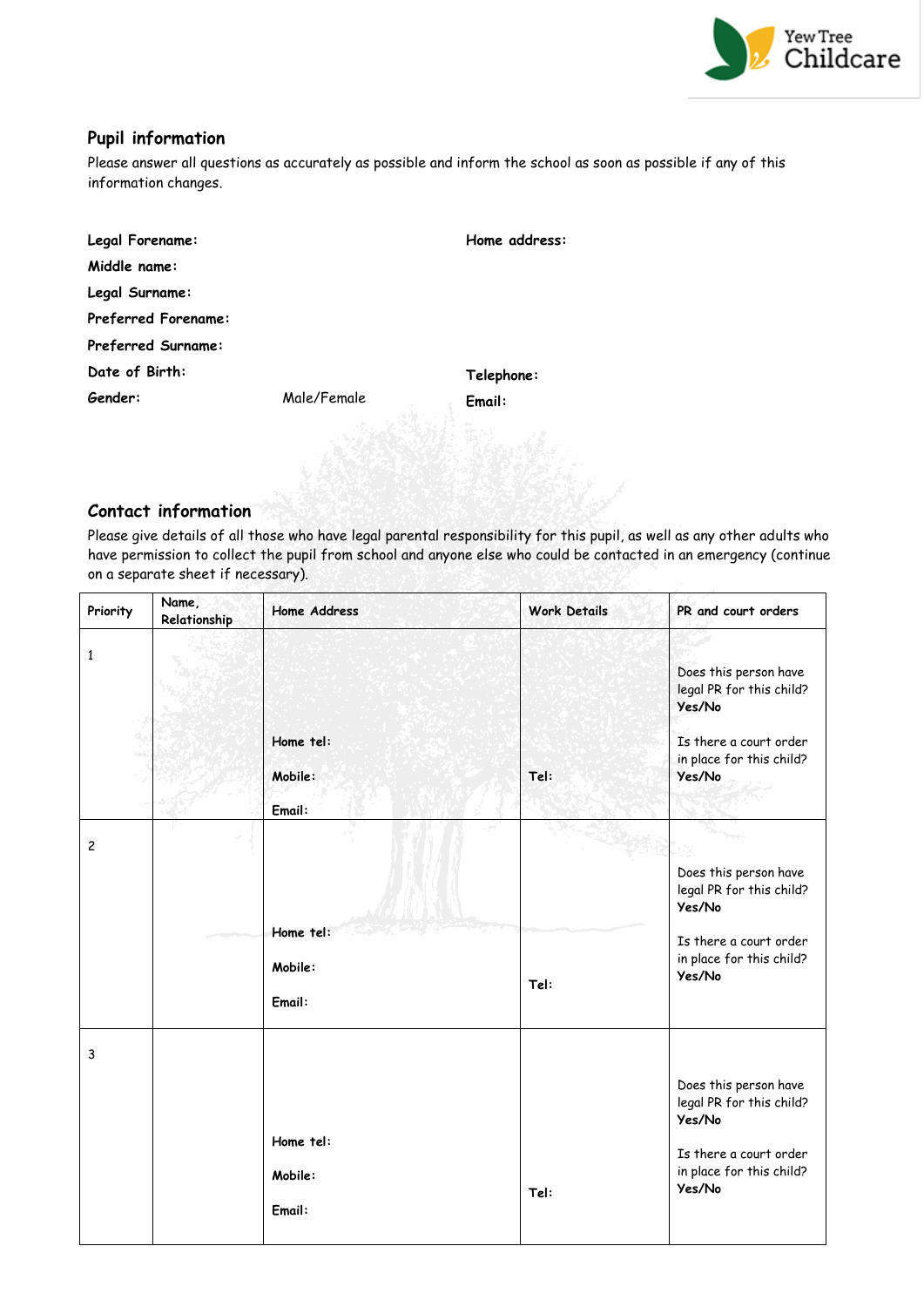## Pupil information

Please answer all questions as accurately as possible and inform the school as soon as possible if any of this information changes.

**Legal Forename:**

**Middle name:**

**Legal Surname:**

**Preferred Forename:**

**Preferred Surname:**

**Date of Birth:**

**Gender:** Male/Female

**Home address:**

**Telephone:**

**Email:**

## Contact information

Please give details of all those who have legal parental responsibility for this pupil, as well as any other adults who have permission to collect the pupil from school and anyone else who could be contacted in an emergency (continue on a separate sheet if necessary).

| Priority | Name, Relationship | Home Address | Work Details | PR and court orders |
|---|---|---|---|---|
| 1 | | **Home tel:**<br>**Mobile:**<br>**Email:** | **Tel:** | Does this person have legal PR for this child? **Yes/No**<br>Is there a court order in place for this child? **Yes/No** |
| 2 | | **Home tel:**<br>**Mobile:**<br>**Email:** | **Tel:** | Does this person have legal PR for this child? **Yes/No**<br>Is there a court order in place for this child? **Yes/No** |
| 3 | | **Home tel:**<br>**Mobile:**<br>**Email:** | **Tel:** | Does this person have legal PR for this child? **Yes/No**<br>Is there a court order in place for this child? **Yes/No** |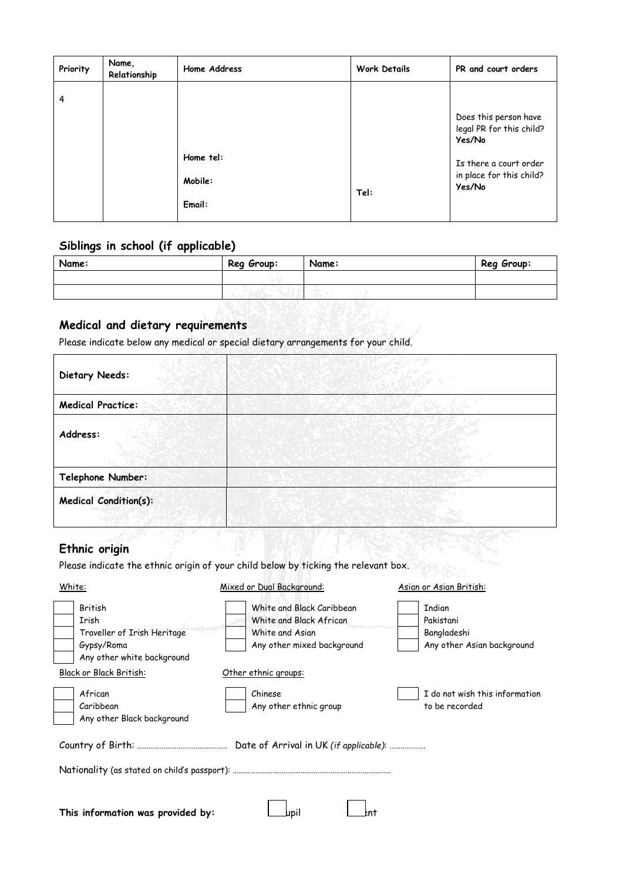| Priority | Name, Relationship | Home Address | Work Details | PR and court orders |
|---|---|---|---|---|
| 4 | | Home tel:<br>Mobile:<br>Email: | Tel: | Does this person have legal PR for this child? **Yes/No**<br>Is there a court order in place for this child? **Yes/No** |

## Siblings in school (if applicable)

| Name: | Reg Group: | Name: | Reg Group: |
|---|---|---|---|
| | | | |
| | | | |

## Medical and dietary requirements

Please indicate below any medical or special dietary arrangements for your child.

| | |
|---|---|
| **Dietary Needs:** | |
| **Medical Practice:** | |
| **Address:** | |
| **Telephone Number:** | |
| **Medical Condition(s):** | |

## Ethnic origin

Please indicate the ethnic origin of your child below by ticking the relevant box.

White:
- ☐ British
- ☐ Irish
- ☐ Traveller of Irish Heritage
- ☐ Gypsy/Roma
- ☐ Any other white background

Mixed or Dual Background:
- ☐ White and Black Caribbean
- ☐ White and Black African
- ☐ White and Asian
- ☐ Any other mixed background

Asian or Asian British:
- ☐ Indian
- ☐ Pakistani
- ☐ Bangladeshi
- ☐ Any other Asian background

Black or Black British:
- ☐ African
- ☐ Caribbean
- ☐ Any other Black background

Other ethnic groups:
- ☐ Chinese
- ☐ Any other ethnic group

- ☐ I do not wish this information to be recorded

Country of Birth: ………………………………………… Date of Arrival in UK *(if applicable)*: ……………….

Nationality (as stated on child's passport): …………………………………………………………………………

**This information was provided by:** ☐ upil ☐ ent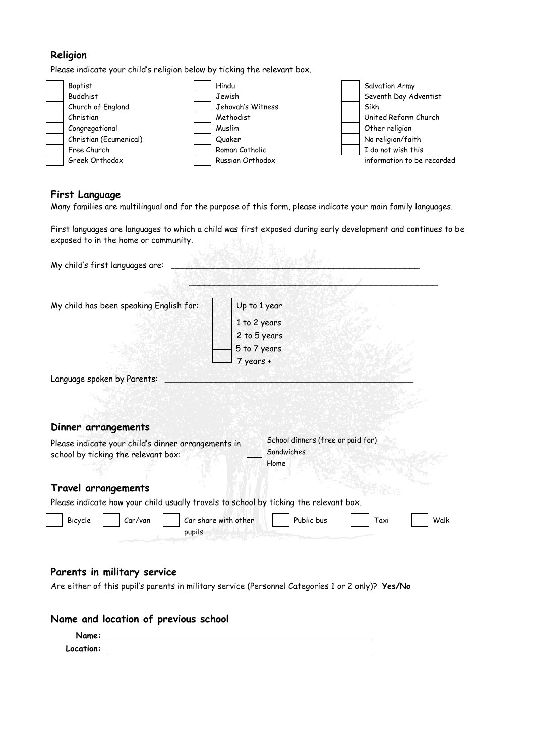## Religion

Please indicate your child's religion below by ticking the relevant box.

| | | | | | |
|---|---|---|---|---|---|
| ☐ | Baptist | ☐ | Hindu | ☐ | Salvation Army |
| ☐ | Buddhist | ☐ | Jewish | ☐ | Seventh Day Adventist |
| ☐ | Church of England | ☐ | Jehovah's Witness | ☐ | Sikh |
| ☐ | Christian | ☐ | Methodist | ☐ | United Reform Church |
| ☐ | Congregational | ☐ | Muslim | ☐ | Other religion |
| ☐ | Christian (Ecumenical) | ☐ | Quaker | ☐ | No religion/faith |
| ☐ | Free Church | ☐ | Roman Catholic | ☐ | I do not wish this information to be recorded |
| ☐ | Greek Orthodox | ☐ | Russian Orthodox | | |

## First Language

Many families are multilingual and for the purpose of this form, please indicate your main family languages.

First languages are languages to which a child was first exposed during early development and continues to be exposed to in the home or community.

My child's first languages are: ______________________________________________

______________________________________________

My child has been speaking English for:

- ☐ Up to 1 year
- ☐ 1 to 2 years
- ☐ 2 to 5 years
- ☐ 5 to 7 years
- ☐ 7 years +

Language spoken by Parents: ______________________________________________

## Dinner arrangements

Please indicate your child's dinner arrangements in school by ticking the relevant box:

- ☐ School dinners (free or paid for)
- ☐ Sandwiches
- ☐ Home

## Travel arrangements

Please indicate how your child usually travels to school by ticking the relevant box.

☐ Bicycle ☐ Car/van ☐ Car share with other pupils ☐ Public bus ☐ Taxi ☐ Walk

## Parents in military service

Are either of this pupil's parents in military service (Personnel Categories 1 or 2 only)? **Yes/No**

## Name and location of previous school

**Name:** ______________________________________________

**Location:** ______________________________________________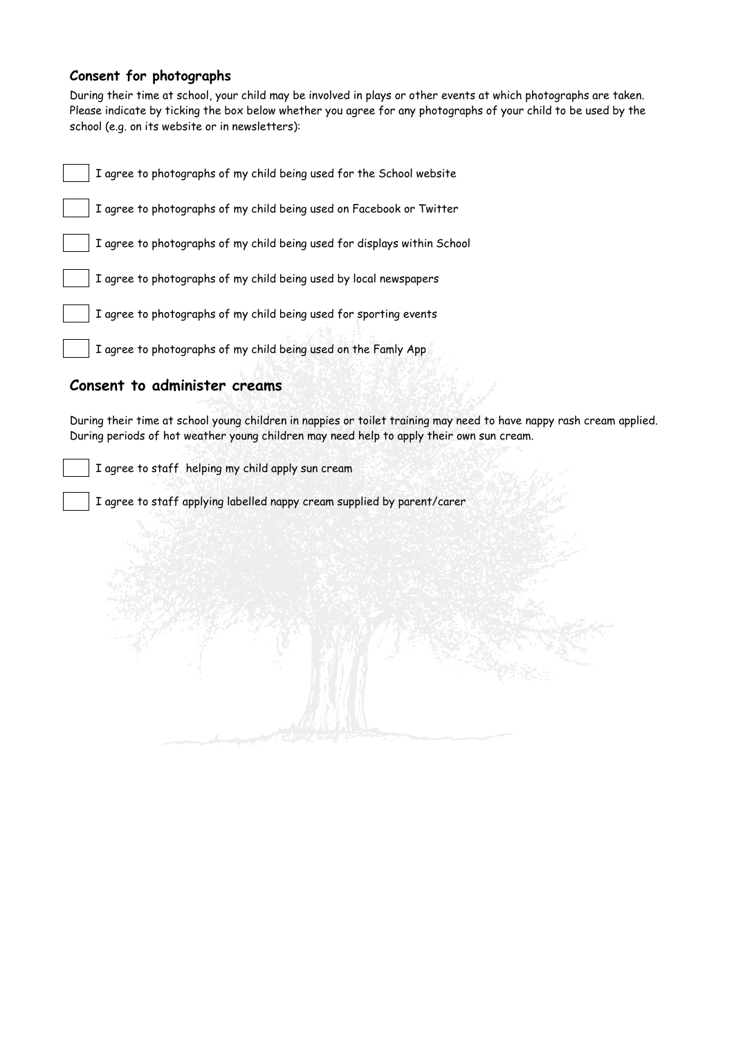## Consent for photographs

During their time at school, your child may be involved in plays or other events at which photographs are taken. Please indicate by ticking the box below whether you agree for any photographs of your child to be used by the school (e.g. on its website or in newsletters):

☐ I agree to photographs of my child being used for the School website

☐ I agree to photographs of my child being used on Facebook or Twitter

☐ I agree to photographs of my child being used for displays within School

☐ I agree to photographs of my child being used by local newspapers

☐ I agree to photographs of my child being used for sporting events

☐ I agree to photographs of my child being used on the Famly App

## Consent to administer creams

During their time at school young children in nappies or toilet training may need to have nappy rash cream applied. During periods of hot weather young children may need help to apply their own sun cream.

☐ I agree to staff helping my child apply sun cream

☐ I agree to staff applying labelled nappy cream supplied by parent/carer